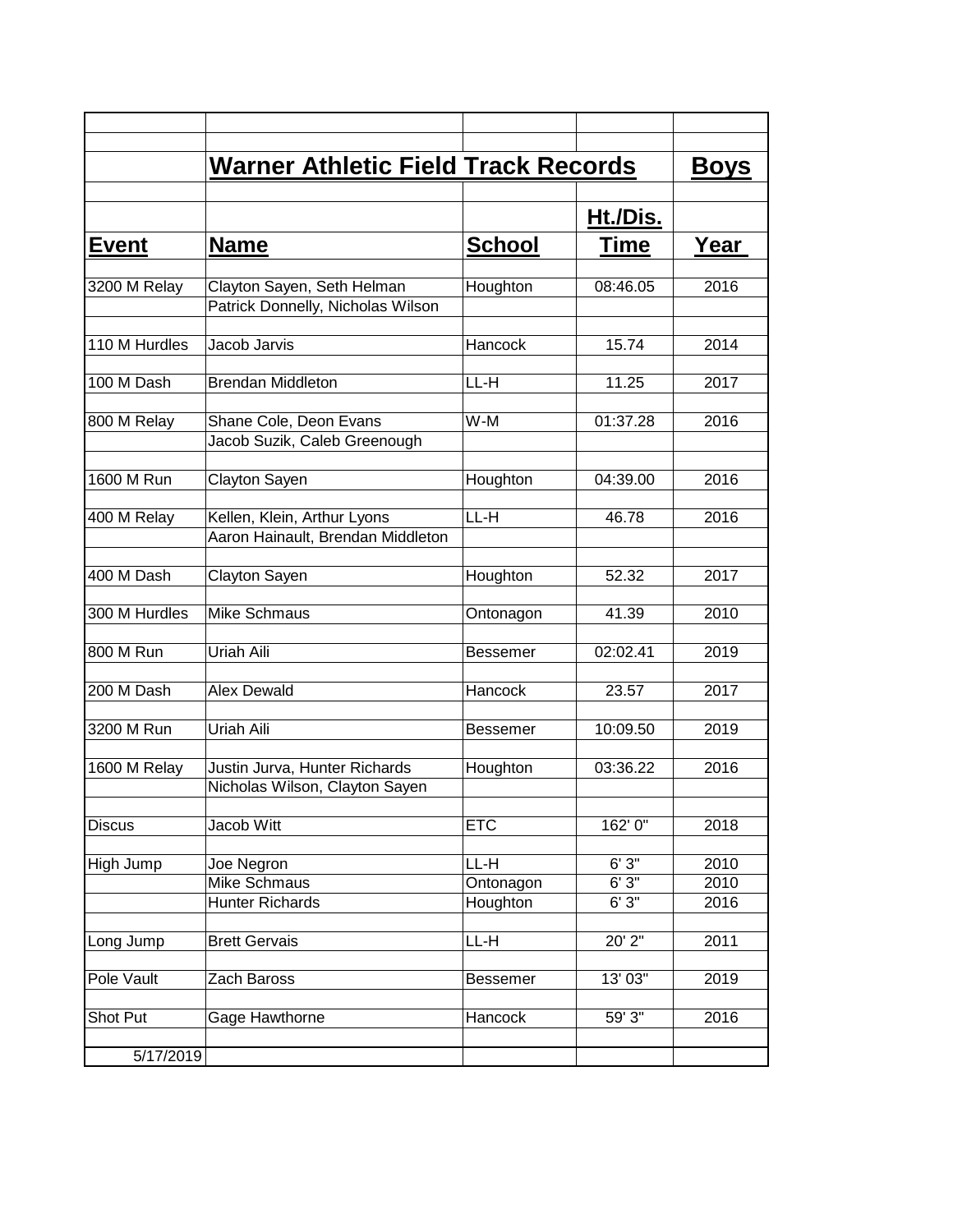## Warner Athletic Field Track Records — Boys

| Event | Name | School | Ht./Dis. Time | Year |
|---|---|---|---|---|
| 3200 M Relay | Clayton Sayen, Seth Helman | Houghton | 08:46.05 | 2016 |
| | Patrick Donnelly, Nicholas Wilson | | | |
| 110 M Hurdles | Jacob Jarvis | Hancock | 15.74 | 2014 |
| 100 M Dash | Brendan Middleton | LL-H | 11.25 | 2017 |
| 800 M Relay | Shane Cole, Deon Evans | W-M | 01:37.28 | 2016 |
| | Jacob Suzik, Caleb Greenough | | | |
| 1600 M Run | Clayton Sayen | Houghton | 04:39.00 | 2016 |
| 400 M Relay | Kellen, Klein, Arthur Lyons | LL-H | 46.78 | 2016 |
| | Aaron Hainault, Brendan Middleton | | | |
| 400 M Dash | Clayton Sayen | Houghton | 52.32 | 2017 |
| 300 M Hurdles | Mike Schmaus | Ontonagon | 41.39 | 2010 |
| 800 M Run | Uriah Aili | Bessemer | 02:02.41 | 2019 |
| 200 M Dash | Alex Dewald | Hancock | 23.57 | 2017 |
| 3200 M Run | Uriah Aili | Bessemer | 10:09.50 | 2019 |
| 1600 M Relay | Justin Jurva, Hunter Richards | Houghton | 03:36.22 | 2016 |
| | Nicholas Wilson, Clayton Sayen | | | |
| Discus | Jacob Witt | ETC | 162' 0" | 2018 |
| High Jump | Joe Negron | LL-H | 6' 3" | 2010 |
| | Mike Schmaus | Ontonagon | 6' 3" | 2010 |
| | Hunter Richards | Houghton | 6' 3" | 2016 |
| Long Jump | Brett Gervais | LL-H | 20' 2" | 2011 |
| Pole Vault | Zach Baross | Bessemer | 13' 03" | 2019 |
| Shot Put | Gage Hawthorne | Hancock | 59' 3" | 2016 |
| 5/17/2019 | | | | |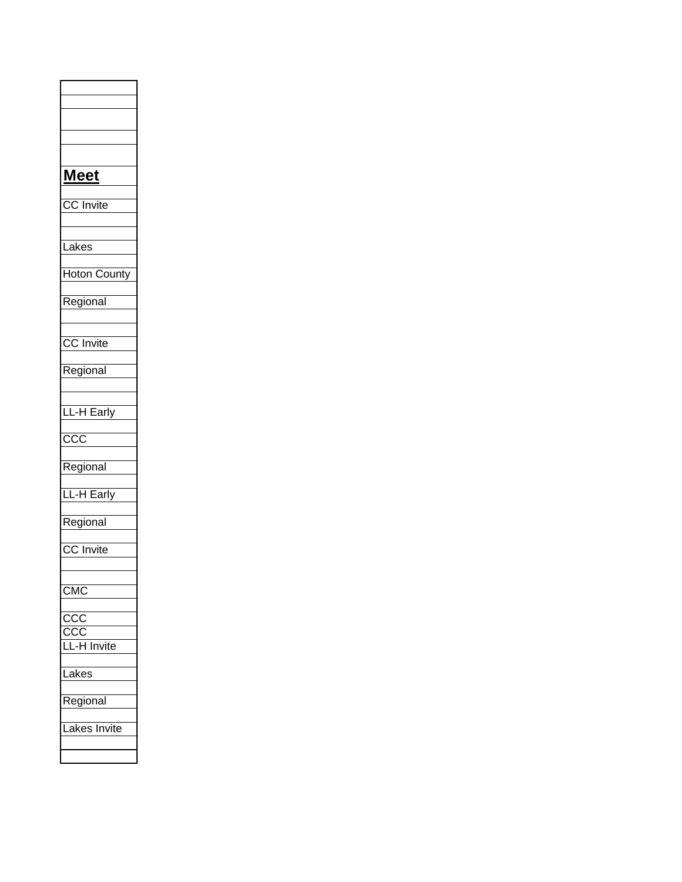| |
|---|
| |
| |
| |
| |
| |
| **Meet** |
| |
| CC Invite |
| |
| |
| Lakes |
| |
| Hoton County |
| |
| Regional |
| |
| |
| CC Invite |
| |
| Regional |
| |
| |
| LL-H Early |
| |
| CCC |
| |
| Regional |
| |
| LL-H Early |
| |
| Regional |
| |
| CC Invite |
| |
| |
| CMC |
| |
| CCC |
| CCC |
| LL-H Invite |
| |
| Lakes |
| |
| Regional |
| |
| Lakes Invite |
| |
| |